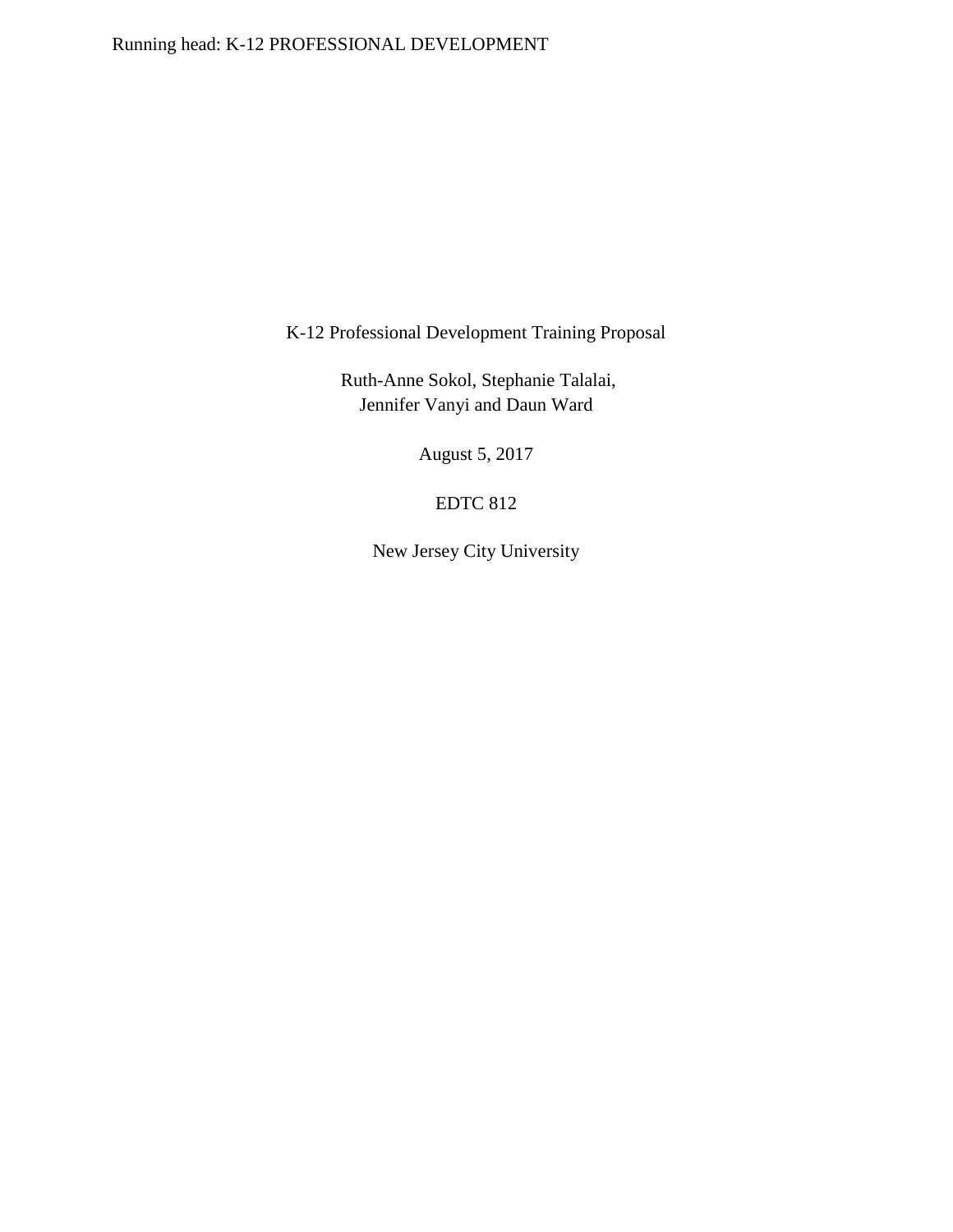K-12 Professional Development Training Proposal

Ruth-Anne Sokol, Stephanie Talalai,
Jennifer Vanyi and Daun Ward

August 5, 2017

EDTC 812

New Jersey City University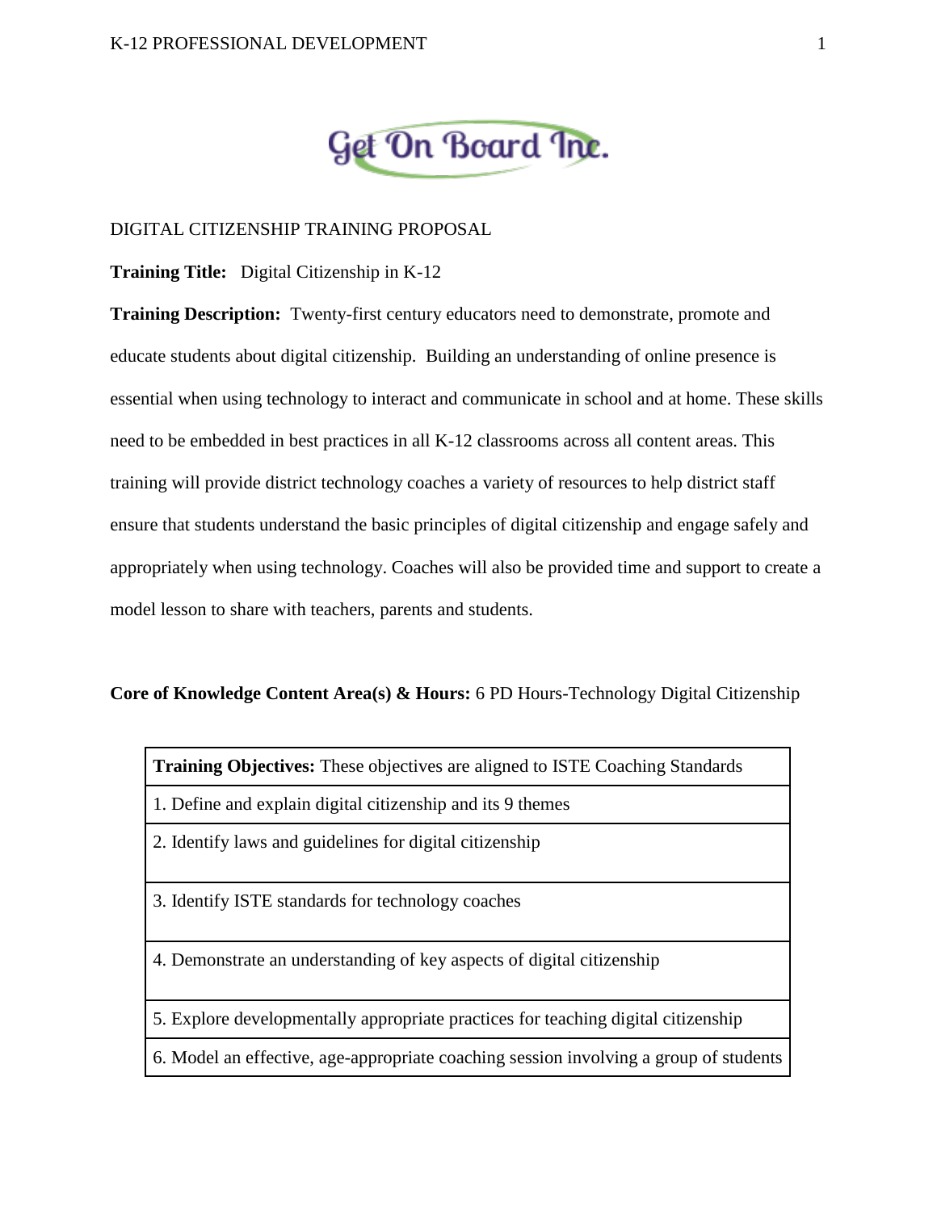DIGITAL CITIZENSHIP TRAINING PROPOSAL

**Training Title:** Digital Citizenship in K-12

**Training Description:** Twenty-first century educators need to demonstrate, promote and educate students about digital citizenship. Building an understanding of online presence is essential when using technology to interact and communicate in school and at home. These skills need to be embedded in best practices in all K-12 classrooms across all content areas. This training will provide district technology coaches a variety of resources to help district staff ensure that students understand the basic principles of digital citizenship and engage safely and appropriately when using technology. Coaches will also be provided time and support to create a model lesson to share with teachers, parents and students.

**Core of Knowledge Content Area(s) & Hours:** 6 PD Hours-Technology Digital Citizenship

| **Training Objectives:** These objectives are aligned to ISTE Coaching Standards |
| --- |
| 1. Define and explain digital citizenship and its 9 themes |
| 2. Identify laws and guidelines for digital citizenship |
| 3. Identify ISTE standards for technology coaches |
| 4. Demonstrate an understanding of key aspects of digital citizenship |
| 5. Explore developmentally appropriate practices for teaching digital citizenship |
| 6. Model an effective, age-appropriate coaching session involving a group of students |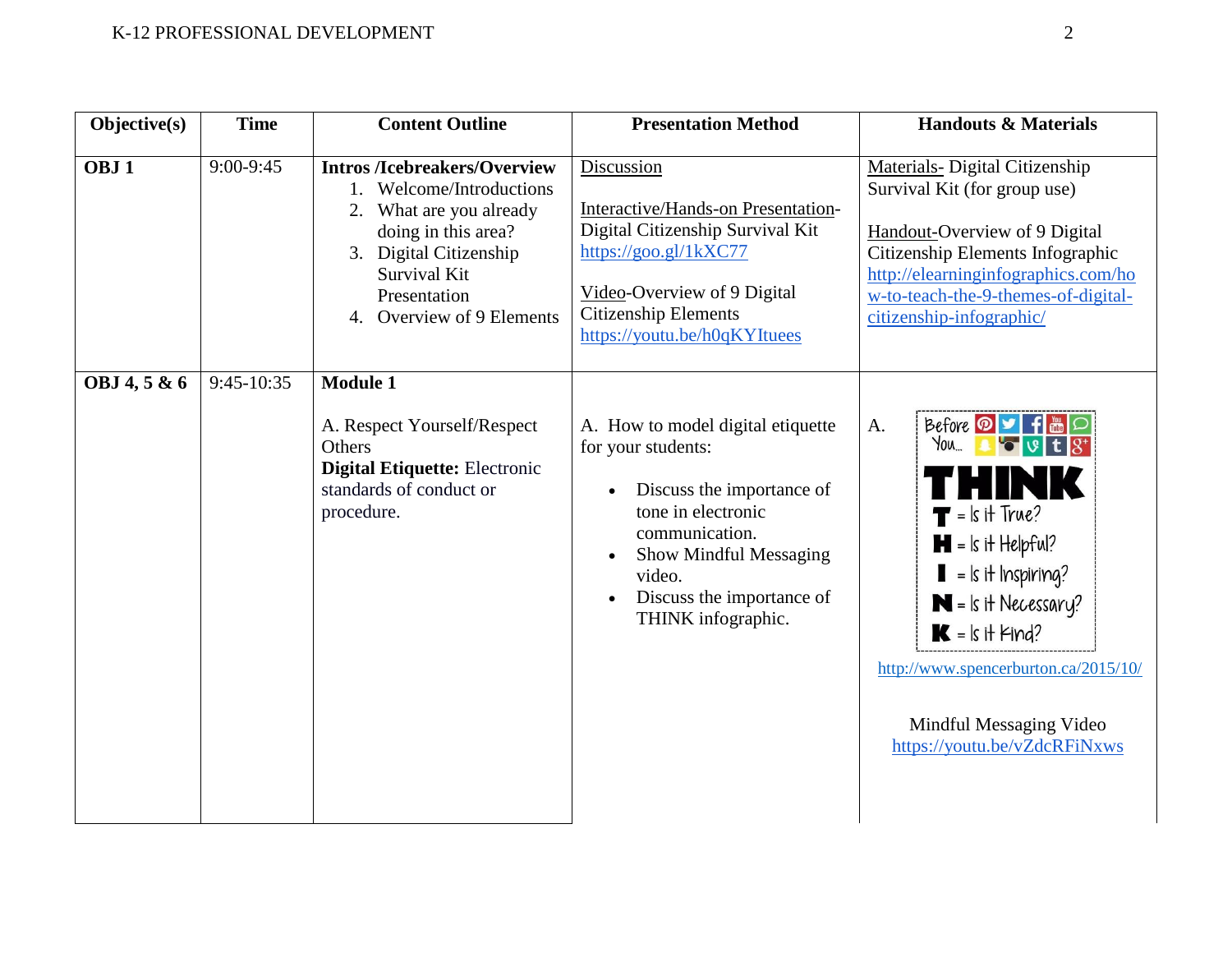| Objective(s) | Time | Content Outline | Presentation Method | Handouts & Materials |
|---|---|---|---|---|
| **OBJ 1** | 9:00-9:45 | **Intros /Icebreakers/Overview**<br>1. Welcome/Introductions<br>2. What are you already doing in this area?<br>3. Digital Citizenship Survival Kit Presentation<br>4. Overview of 9 Elements | Discussion<br><br>Interactive/Hands-on Presentation- Digital Citizenship Survival Kit https://goo.gl/1kXC77<br><br>Video-Overview of 9 Digital Citizenship Elements https://youtu.be/h0qKYItuees | Materials- Digital Citizenship Survival Kit (for group use)<br><br>Handout-Overview of 9 Digital Citizenship Elements Infographic http://elearninginfographics.com/how-to-teach-the-9-themes-of-digital-citizenship-infographic/ |
| **OBJ 4, 5 & 6** | 9:45-10:35 | **Module 1**<br><br>A. Respect Yourself/Respect Others<br>**Digital Etiquette:** Electronic standards of conduct or procedure. | A. How to model digital etiquette for your students:<br>• Discuss the importance of tone in electronic communication.<br>• Show Mindful Messaging video.<br>• Discuss the importance of THINK infographic. | A. Before You... THINK<br>T = Is it True?<br>H = Is it Helpful?<br>I = Is it Inspiring?<br>N = Is it Necessary?<br>K = Is it Kind?<br>http://www.spencerburton.ca/2015/10/<br><br>Mindful Messaging Video https://youtu.be/vZdcRFiNxws |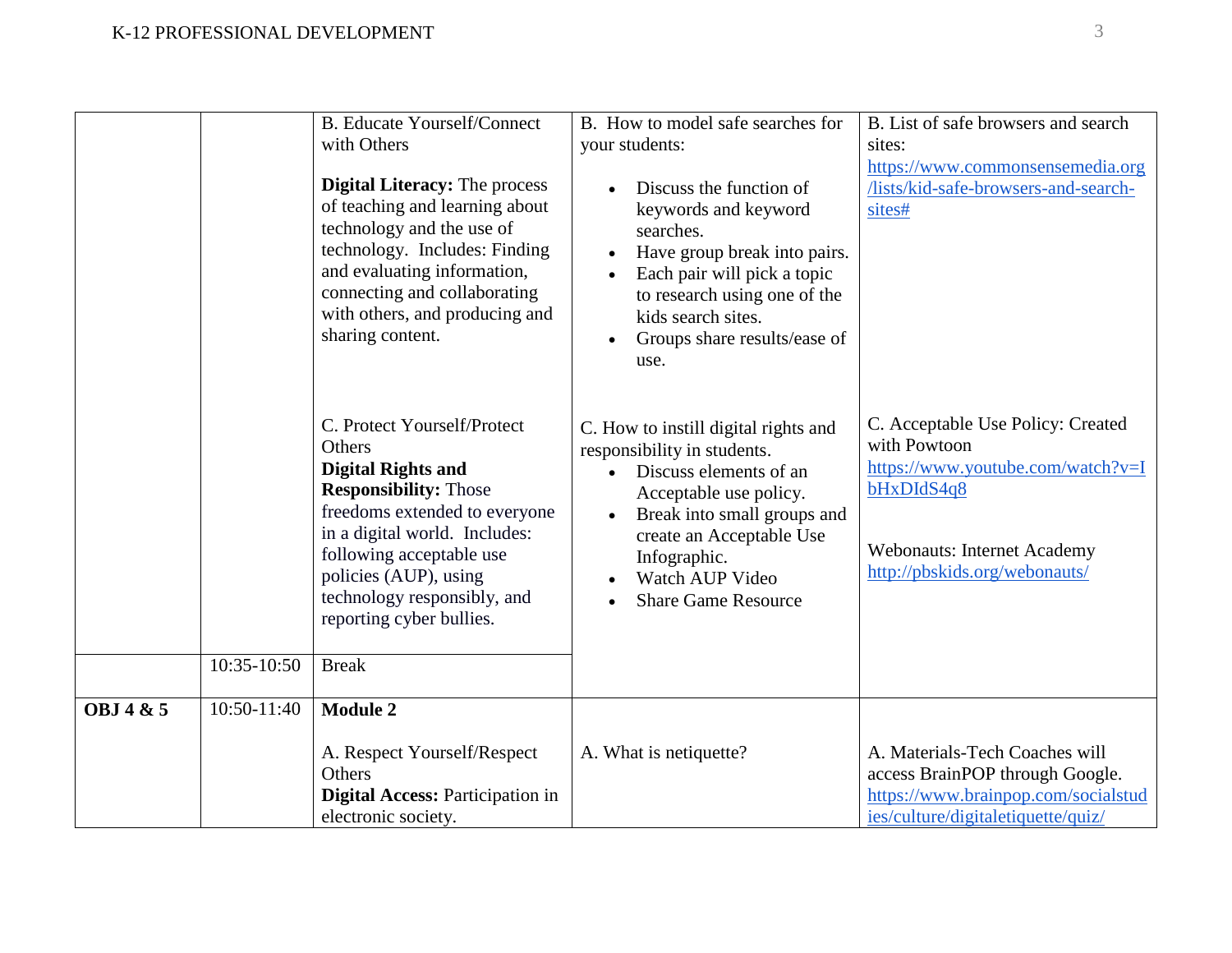| | | | | |
|---|---|---|---|---|
| | | B. Educate Yourself/Connect with Others<br><br>**Digital Literacy:** The process of teaching and learning about technology and the use of technology. Includes: Finding and evaluating information, connecting and collaborating with others, and producing and sharing content. | B. How to model safe searches for your students:<br>• Discuss the function of keywords and keyword searches.<br>• Have group break into pairs.<br>• Each pair will pick a topic to research using one of the kids search sites.<br>• Groups share results/ease of use. | B. List of safe browsers and search sites: https://www.commonsensemedia.org/lists/kid-safe-browsers-and-search-sites# |
| | | C. Protect Yourself/Protect Others<br>**Digital Rights and Responsibility:** Those freedoms extended to everyone in a digital world. Includes: following acceptable use policies (AUP), using technology responsibly, and reporting cyber bullies. | C. How to instill digital rights and responsibility in students.<br>• Discuss elements of an Acceptable use policy.<br>• Break into small groups and create an Acceptable Use Infographic.<br>• Watch AUP Video<br>• Share Game Resource | C. Acceptable Use Policy: Created with Powtoon https://www.youtube.com/watch?v=IbHxDIdS4q8<br><br>Webonauts: Internet Academy http://pbskids.org/webonauts/ |
| | 10:35-10:50 | Break | | |
| **OBJ 4 & 5** | 10:50-11:40 | **Module 2**<br><br>A. Respect Yourself/Respect Others<br>**Digital Access:** Participation in electronic society. | A. What is netiquette? | A. Materials-Tech Coaches will access BrainPOP through Google. https://www.brainpop.com/socialstudies/culture/digitaletiquette/quiz/ |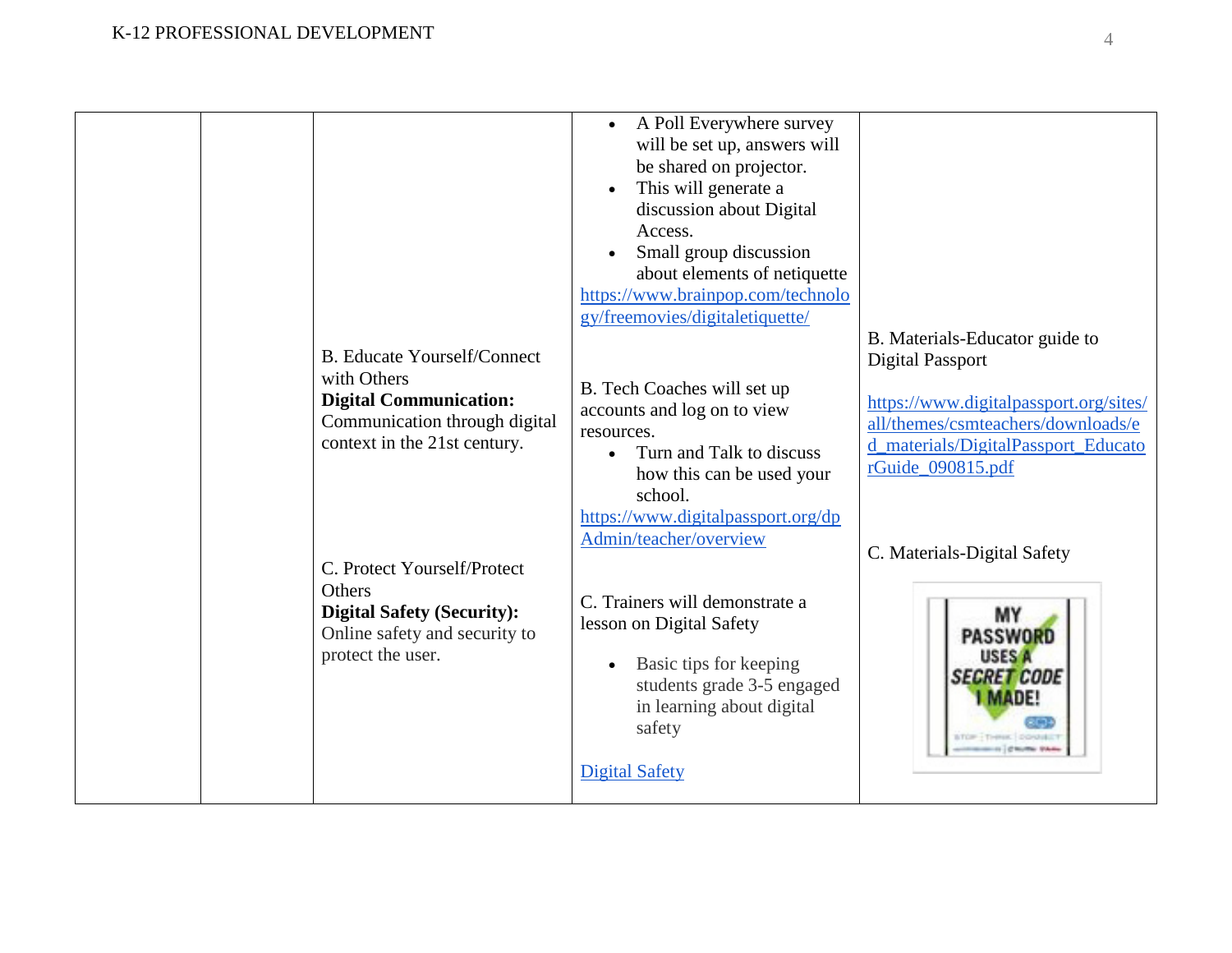| | | | | |
|---|---|---|---|---|
| | | | • A Poll Everywhere survey will be set up, answers will be shared on projector.<br>• This will generate a discussion about Digital Access.<br>• Small group discussion about elements of netiquette<br>https://www.brainpop.com/technology/freemovies/digitaletiquette/ | |
| | | B. Educate Yourself/Connect with Others<br>**Digital Communication:** Communication through digital context in the 21st century. | B. Tech Coaches will set up accounts and log on to view resources.<br>• Turn and Talk to discuss how this can be used your school.<br>https://www.digitalpassport.org/dpAdmin/teacher/overview | B. Materials-Educator guide to Digital Passport<br>https://www.digitalpassport.org/sites/all/themes/csmteachers/downloads/ed_materials/DigitalPassport_EducatorGuide_090815.pdf |
| | | C. Protect Yourself/Protect Others<br>**Digital Safety (Security):** Online safety and security to protect the user. | C. Trainers will demonstrate a lesson on Digital Safety<br>• Basic tips for keeping students grade 3-5 engaged in learning about digital safety<br>Digital Safety | C. Materials-Digital Safety |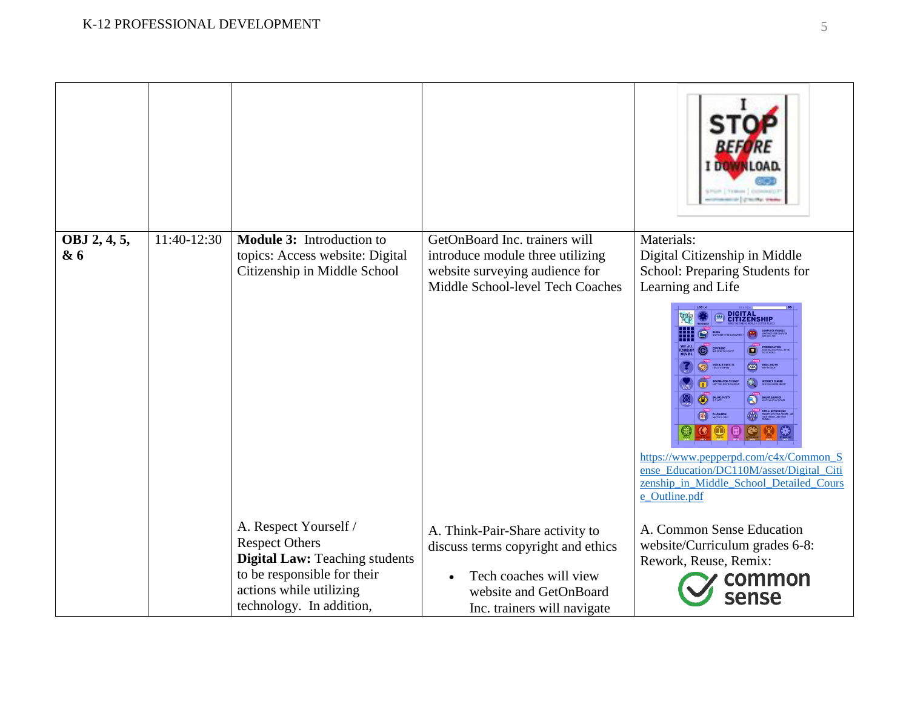| | | | | |
|---|---|---|---|---|
| | | | | |
| **OBJ 2, 4, 5, & 6** | 11:40-12:30 | **Module 3:** Introduction to topics: Access website: Digital Citizenship in Middle School | GetOnBoard Inc. trainers will introduce module three utilizing website surveying audience for Middle School-level Tech Coaches | Materials: Digital Citizenship in Middle School: Preparing Students for Learning and Life https://www.pepperpd.com/c4x/Common_Sense_Education/DC110M/asset/Digital_Citizenship_in_Middle_School_Detailed_Course_Outline.pdf |
| | | A. Respect Yourself / Respect Others **Digital Law:** Teaching students to be responsible for their actions while utilizing technology. In addition, | A. Think-Pair-Share activity to discuss terms copyright and ethics <br>• Tech coaches will view website and GetOnBoard Inc. trainers will navigate | A. Common Sense Education website/Curriculum grades 6-8: Rework, Reuse, Remix: |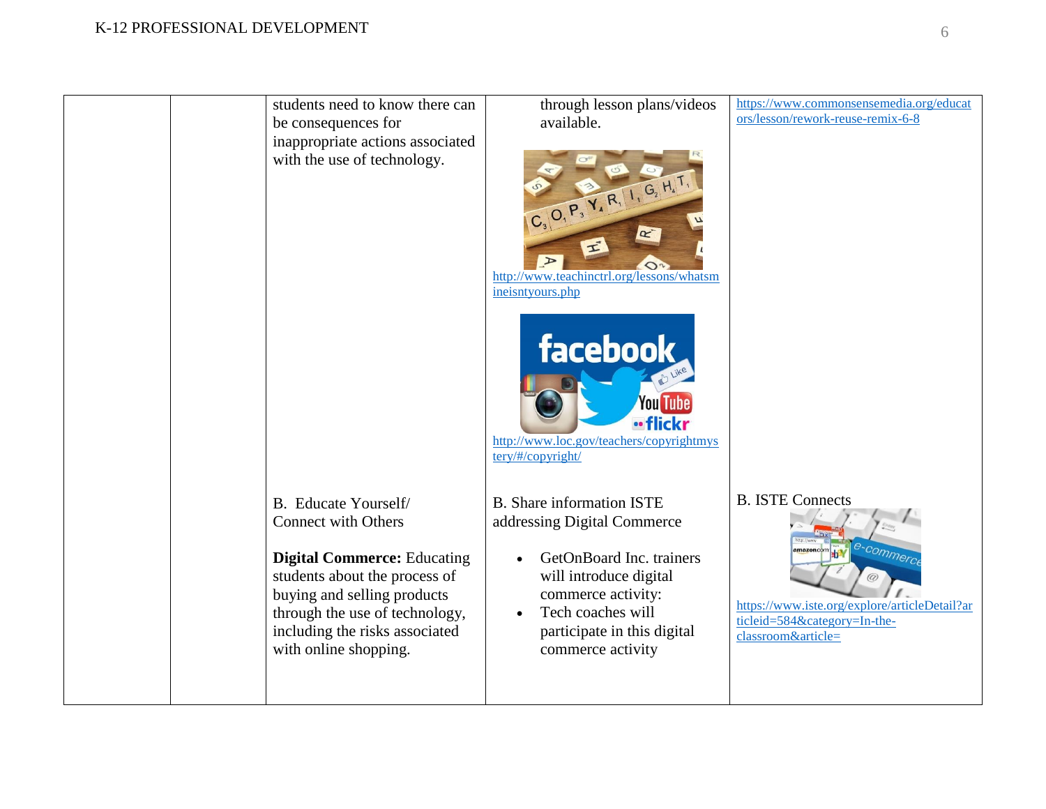| | | | | |
|---|---|---|---|---|
| | | students need to know there can be consequences for inappropriate actions associated with the use of technology. | through lesson plans/videos available.<br><br>http://www.teachinctrl.org/lessons/whatsmineisntyours.php<br><br>http://www.loc.gov/teachers/copyrightmystery/#/copyright/ | https://www.commonsensemedia.org/educators/lesson/rework-reuse-remix-6-8 |
| | | B. Educate Yourself/ Connect with Others<br><br>**Digital Commerce:** Educating students about the process of buying and selling products through the use of technology, including the risks associated with online shopping. | B. Share information ISTE addressing Digital Commerce<br><br>• GetOnBoard Inc. trainers will introduce digital commerce activity:<br>• Tech coaches will participate in this digital commerce activity | B. ISTE Connects<br><br>https://www.iste.org/explore/articleDetail?articleid=584&category=In-the-classroom&article= |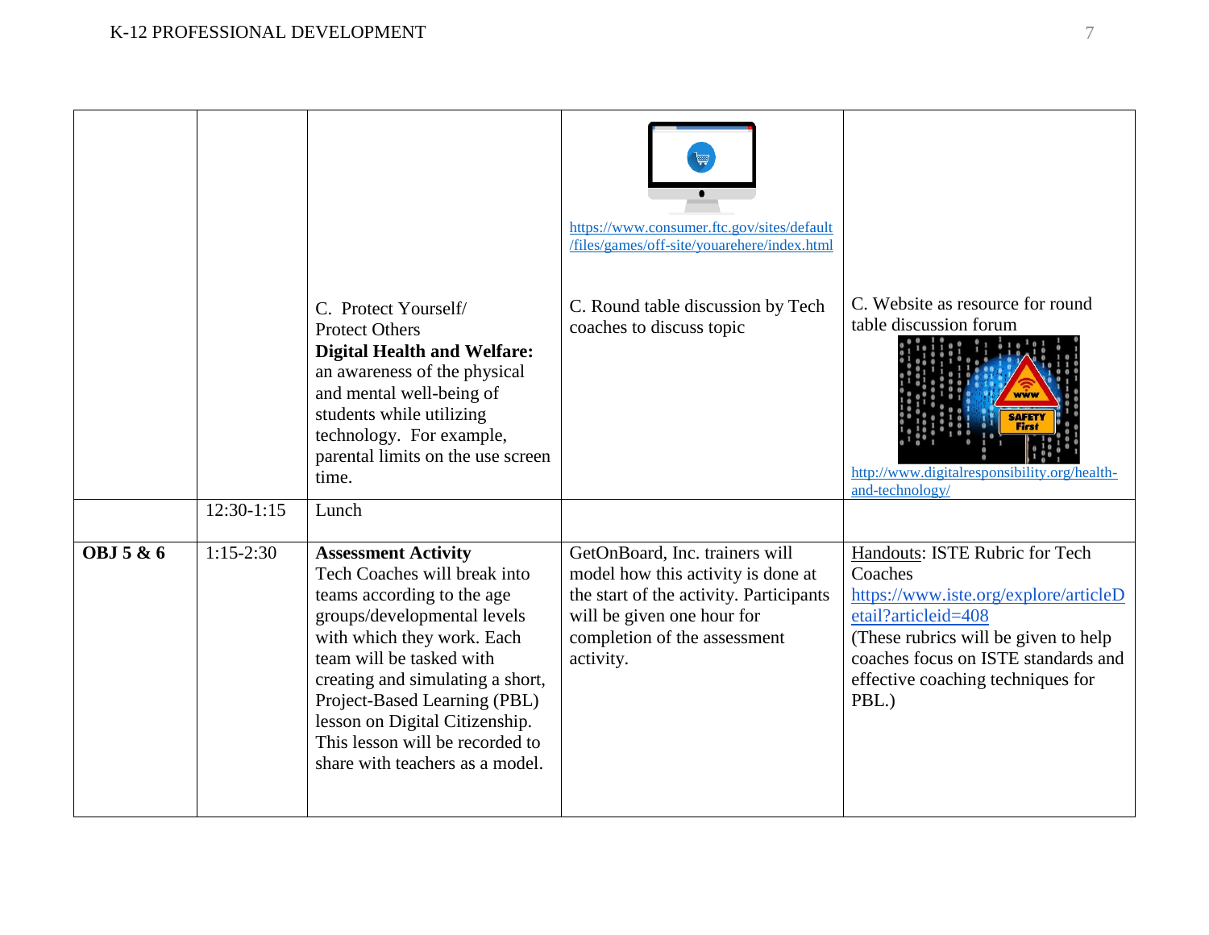| | | | | |
|---|---|---|---|---|
| | | C. Protect Yourself/ Protect Others **Digital Health and Welfare:** an awareness of the physical and mental well-being of students while utilizing technology. For example, parental limits on the use screen time. | https://www.consumer.ftc.gov/sites/default/files/games/off-site/youarehere/index.html C. Round table discussion by Tech coaches to discuss topic | C. Website as resource for round table discussion forum http://www.digitalresponsibility.org/health-and-technology/ |
| | 12:30-1:15 | Lunch | | |
| **OBJ 5 & 6** | 1:15-2:30 | **Assessment Activity** Tech Coaches will break into teams according to the age groups/developmental levels with which they work. Each team will be tasked with creating and simulating a short, Project-Based Learning (PBL) lesson on Digital Citizenship. This lesson will be recorded to share with teachers as a model. | GetOnBoard, Inc. trainers will model how this activity is done at the start of the activity. Participants will be given one hour for completion of the assessment activity. | Handouts: ISTE Rubric for Tech Coaches https://www.iste.org/explore/articleDetail?articleid=408 (These rubrics will be given to help coaches focus on ISTE standards and effective coaching techniques for PBL.) |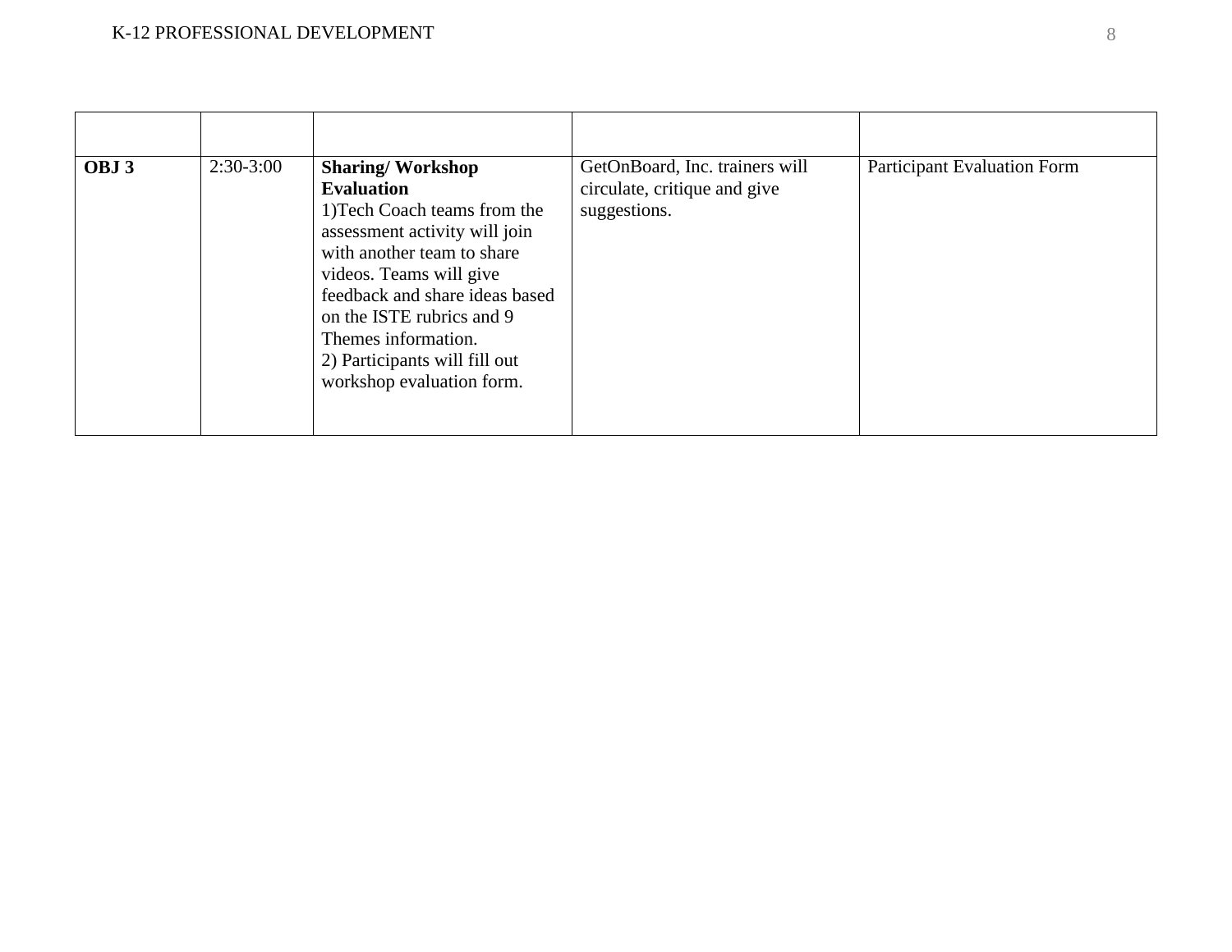| | | | | |
|---|---|---|---|---|
| **OBJ 3** | 2:30-3:00 | **Sharing/ Workshop Evaluation**<br>1)Tech Coach teams from the assessment activity will join with another team to share videos. Teams will give feedback and share ideas based on the ISTE rubrics and 9 Themes information.<br>2) Participants will fill out workshop evaluation form. | GetOnBoard, Inc. trainers will circulate, critique and give suggestions. | Participant Evaluation Form |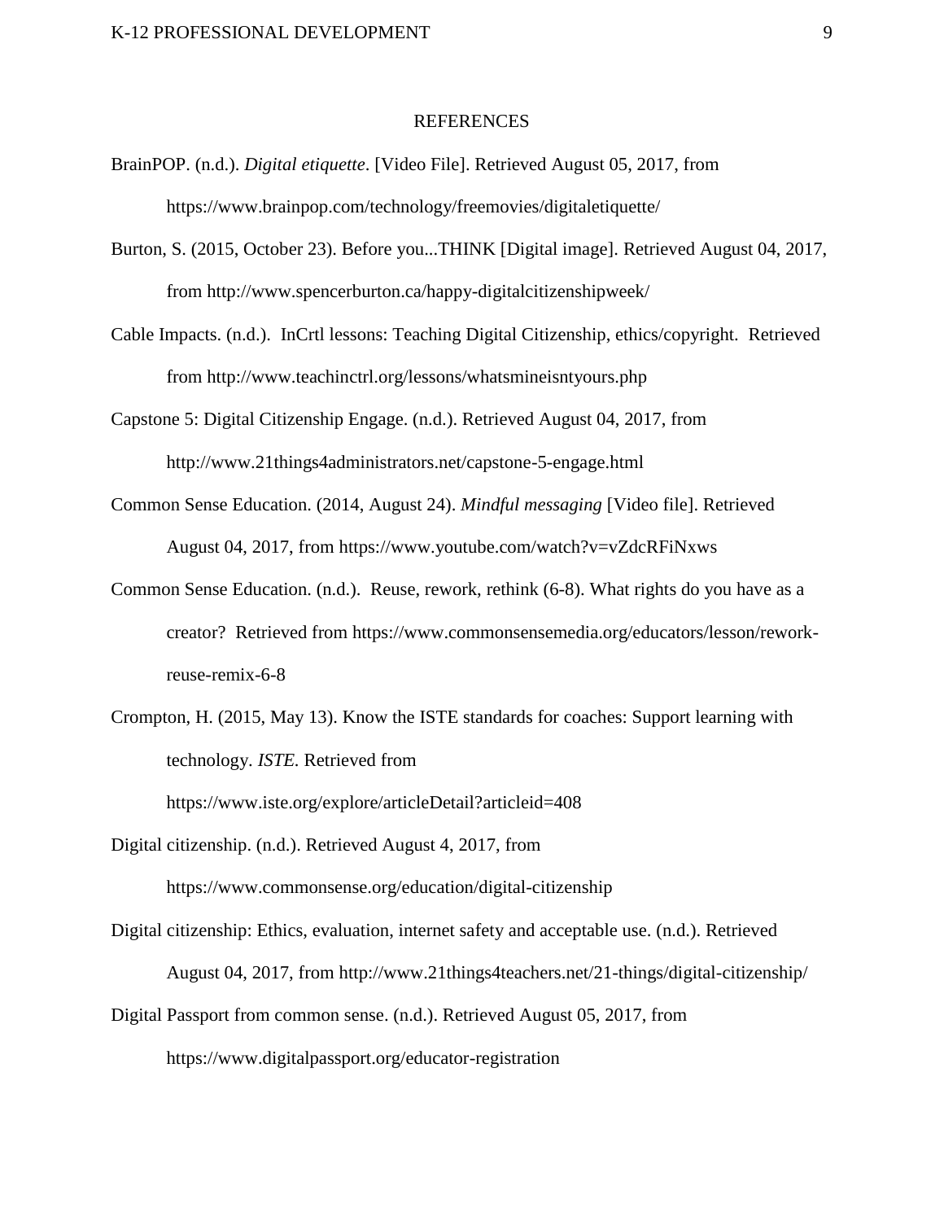# REFERENCES

BrainPOP. (n.d.). *Digital etiquette*. [Video File]. Retrieved August 05, 2017, from https://www.brainpop.com/technology/freemovies/digitaletiquette/

Burton, S. (2015, October 23). Before you...THINK [Digital image]. Retrieved August 04, 2017, from http://www.spencerburton.ca/happy-digitalcitizenshipweek/

Cable Impacts. (n.d.). InCrtl lessons: Teaching Digital Citizenship, ethics/copyright. Retrieved from http://www.teachinctrl.org/lessons/whatsmineisntyours.php

Capstone 5: Digital Citizenship Engage. (n.d.). Retrieved August 04, 2017, from http://www.21things4administrators.net/capstone-5-engage.html

Common Sense Education. (2014, August 24). *Mindful messaging* [Video file]. Retrieved August 04, 2017, from https://www.youtube.com/watch?v=vZdcRFiNxws

Common Sense Education. (n.d.). Reuse, rework, rethink (6-8). What rights do you have as a creator? Retrieved from https://www.commonsensemedia.org/educators/lesson/rework-reuse-remix-6-8

Crompton, H. (2015, May 13). Know the ISTE standards for coaches: Support learning with technology. *ISTE*. Retrieved from https://www.iste.org/explore/articleDetail?articleid=408

Digital citizenship. (n.d.). Retrieved August 4, 2017, from https://www.commonsense.org/education/digital-citizenship

Digital citizenship: Ethics, evaluation, internet safety and acceptable use. (n.d.). Retrieved August 04, 2017, from http://www.21things4teachers.net/21-things/digital-citizenship/

Digital Passport from common sense. (n.d.). Retrieved August 05, 2017, from https://www.digitalpassport.org/educator-registration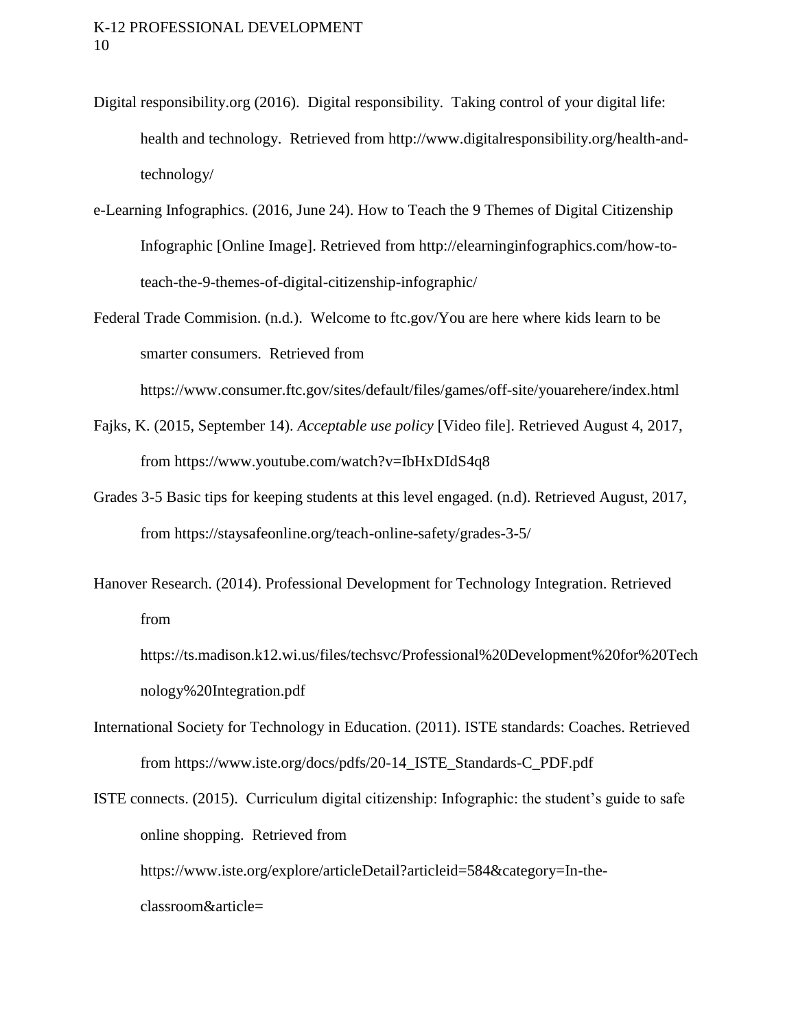Digital responsibility.org (2016). Digital responsibility. Taking control of your digital life: health and technology. Retrieved from http://www.digitalresponsibility.org/health-and-technology/

e-Learning Infographics. (2016, June 24). How to Teach the 9 Themes of Digital Citizenship Infographic [Online Image]. Retrieved from http://elearninginfographics.com/how-to-teach-the-9-themes-of-digital-citizenship-infographic/

Federal Trade Commision. (n.d.). Welcome to ftc.gov/You are here where kids learn to be smarter consumers. Retrieved from https://www.consumer.ftc.gov/sites/default/files/games/off-site/youarehere/index.html

Fajks, K. (2015, September 14). *Acceptable use policy* [Video file]. Retrieved August 4, 2017, from https://www.youtube.com/watch?v=IbHxDIdS4q8

Grades 3-5 Basic tips for keeping students at this level engaged. (n.d). Retrieved August, 2017, from https://staysafeonline.org/teach-online-safety/grades-3-5/

Hanover Research. (2014). Professional Development for Technology Integration. Retrieved from https://ts.madison.k12.wi.us/files/techsvc/Professional%20Development%20for%20Technology%20Integration.pdf

International Society for Technology in Education. (2011). ISTE standards: Coaches. Retrieved from https://www.iste.org/docs/pdfs/20-14_ISTE_Standards-C_PDF.pdf

ISTE connects. (2015). Curriculum digital citizenship: Infographic: the student's guide to safe online shopping. Retrieved from https://www.iste.org/explore/articleDetail?articleid=584&category=In-the-classroom&article=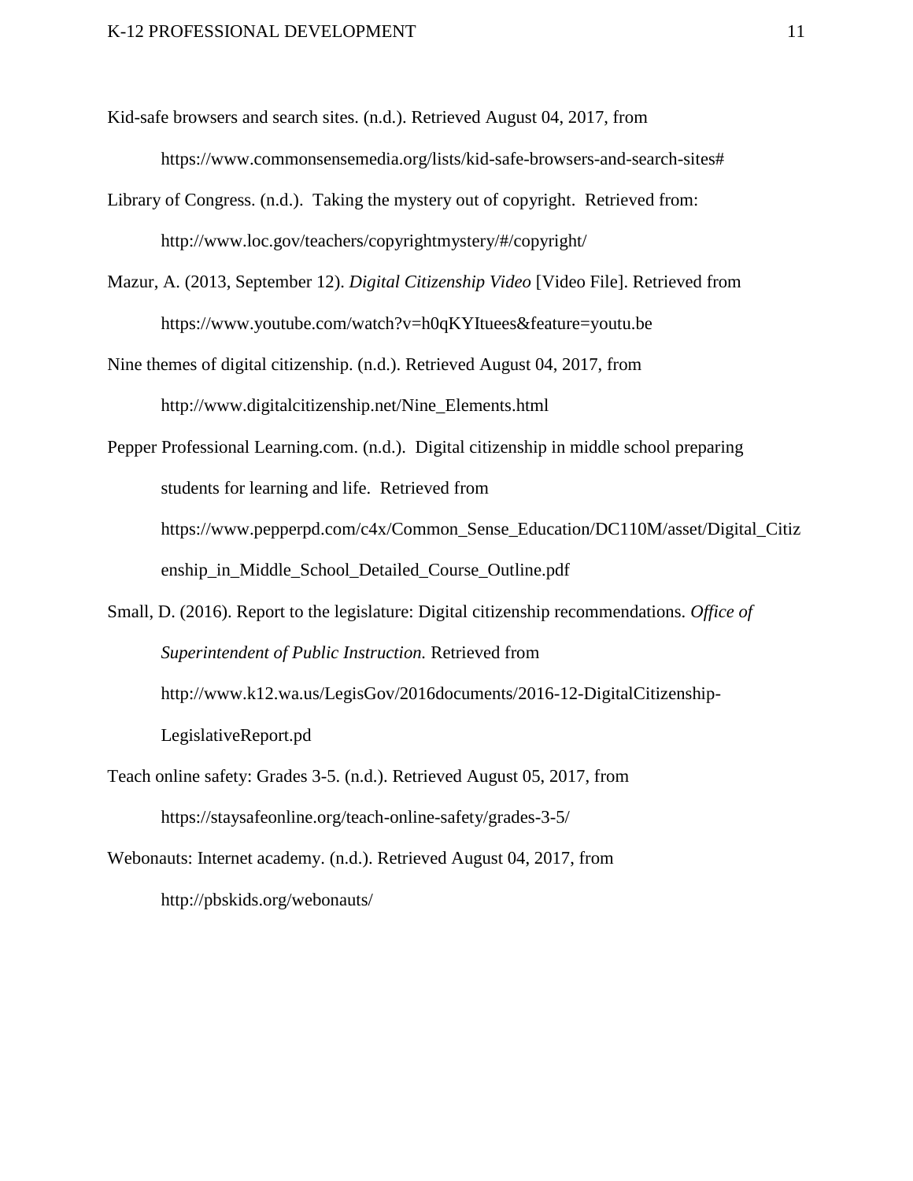Kid-safe browsers and search sites. (n.d.). Retrieved August 04, 2017, from https://www.commonsensemedia.org/lists/kid-safe-browsers-and-search-sites#

Library of Congress. (n.d.). Taking the mystery out of copyright. Retrieved from: http://www.loc.gov/teachers/copyrightmystery/#/copyright/

Mazur, A. (2013, September 12). *Digital Citizenship Video* [Video File]. Retrieved from https://www.youtube.com/watch?v=h0qKYItuees&feature=youtu.be

Nine themes of digital citizenship. (n.d.). Retrieved August 04, 2017, from http://www.digitalcitizenship.net/Nine_Elements.html

Pepper Professional Learning.com. (n.d.). Digital citizenship in middle school preparing students for learning and life. Retrieved from https://www.pepperpd.com/c4x/Common_Sense_Education/DC110M/asset/Digital_Citizenship_in_Middle_School_Detailed_Course_Outline.pdf

Small, D. (2016). Report to the legislature: Digital citizenship recommendations. *Office of Superintendent of Public Instruction.* Retrieved from http://www.k12.wa.us/LegisGov/2016documents/2016-12-DigitalCitizenship-LegislativeReport.pd

Teach online safety: Grades 3-5. (n.d.). Retrieved August 05, 2017, from https://staysafeonline.org/teach-online-safety/grades-3-5/

Webonauts: Internet academy. (n.d.). Retrieved August 04, 2017, from http://pbskids.org/webonauts/